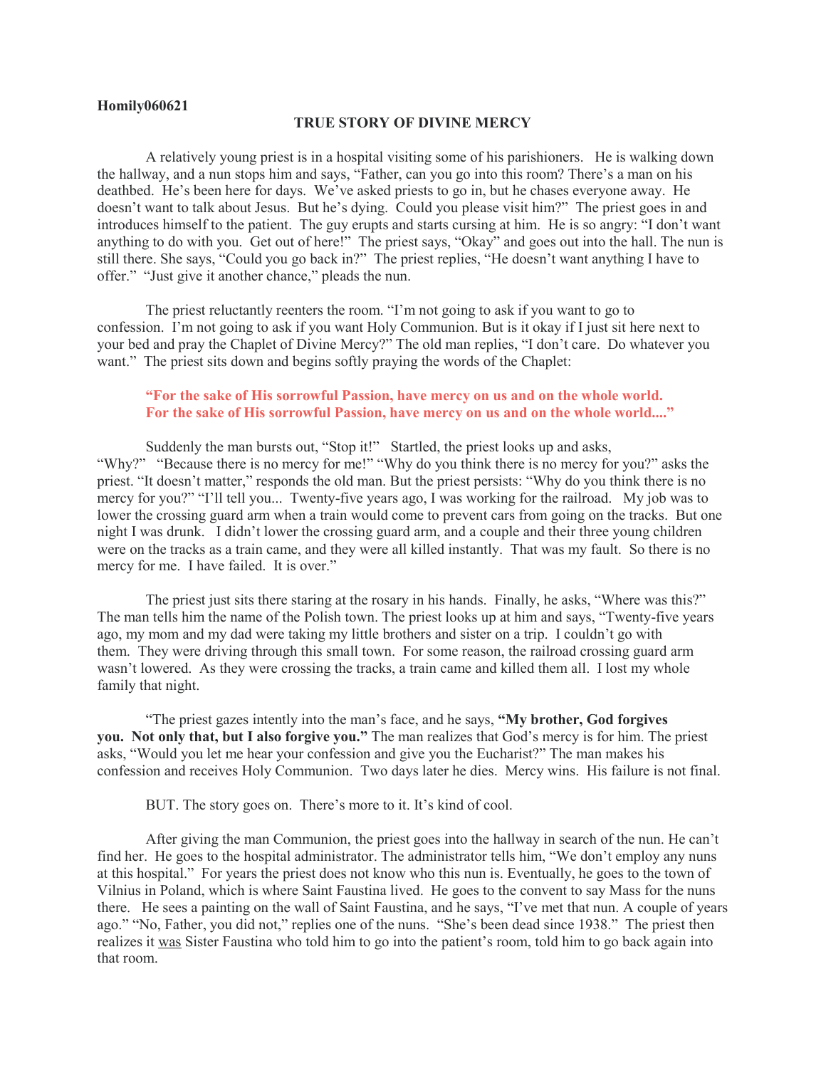**Homily060621**

## TRUE STORY OF DIVINE MERCY

A relatively young priest is in a hospital visiting some of his parishioners. He is walking down the hallway, and a nun stops him and says, "Father, can you go into this room? There's a man on his deathbed. He's been here for days. We've asked priests to go in, but he chases everyone away. He doesn't want to talk about Jesus. But he's dying. Could you please visit him?" The priest goes in and introduces himself to the patient. The guy erupts and starts cursing at him. He is so angry: "I don't want anything to do with you. Get out of here!" The priest says, "Okay" and goes out into the hall. The nun is still there. She says, "Could you go back in?" The priest replies, "He doesn't want anything I have to offer." "Just give it another chance," pleads the nun.

The priest reluctantly reenters the room. "I'm not going to ask if you want to go to confession. I'm not going to ask if you want Holy Communion. But is it okay if I just sit here next to your bed and pray the Chaplet of Divine Mercy?" The old man replies, "I don't care. Do whatever you want." The priest sits down and begins softly praying the words of the Chaplet:

> **"For the sake of His sorrowful Passion, have mercy on us and on the whole world.**
> **For the sake of His sorrowful Passion, have mercy on us and on the whole world...."**

Suddenly the man bursts out, "Stop it!" Startled, the priest looks up and asks, "Why?" "Because there is no mercy for me!" "Why do you think there is no mercy for you?" asks the priest. "It doesn't matter," responds the old man. But the priest persists: "Why do you think there is no mercy for you?" "I'll tell you... Twenty-five years ago, I was working for the railroad. My job was to lower the crossing guard arm when a train would come to prevent cars from going on the tracks. But one night I was drunk. I didn't lower the crossing guard arm, and a couple and their three young children were on the tracks as a train came, and they were all killed instantly. That was my fault. So there is no mercy for me. I have failed. It is over."

The priest just sits there staring at the rosary in his hands. Finally, he asks, "Where was this?" The man tells him the name of the Polish town. The priest looks up at him and says, "Twenty-five years ago, my mom and my dad were taking my little brothers and sister on a trip. I couldn't go with them. They were driving through this small town. For some reason, the railroad crossing guard arm wasn't lowered. As they were crossing the tracks, a train came and killed them all. I lost my whole family that night.

"The priest gazes intently into the man's face, and he says, **"My brother, God forgives you. Not only that, but I also forgive you."** The man realizes that God's mercy is for him. The priest asks, "Would you let me hear your confession and give you the Eucharist?" The man makes his confession and receives Holy Communion. Two days later he dies. Mercy wins. His failure is not final.

BUT. The story goes on. There's more to it. It's kind of cool.

After giving the man Communion, the priest goes into the hallway in search of the nun. He can't find her. He goes to the hospital administrator. The administrator tells him, "We don't employ any nuns at this hospital." For years the priest does not know who this nun is. Eventually, he goes to the town of Vilnius in Poland, which is where Saint Faustina lived. He goes to the convent to say Mass for the nuns there. He sees a painting on the wall of Saint Faustina, and he says, "I've met that nun. A couple of years ago." "No, Father, you did not," replies one of the nuns. "She's been dead since 1938." The priest then realizes it <u>was</u> Sister Faustina who told him to go into the patient's room, told him to go back again into that room.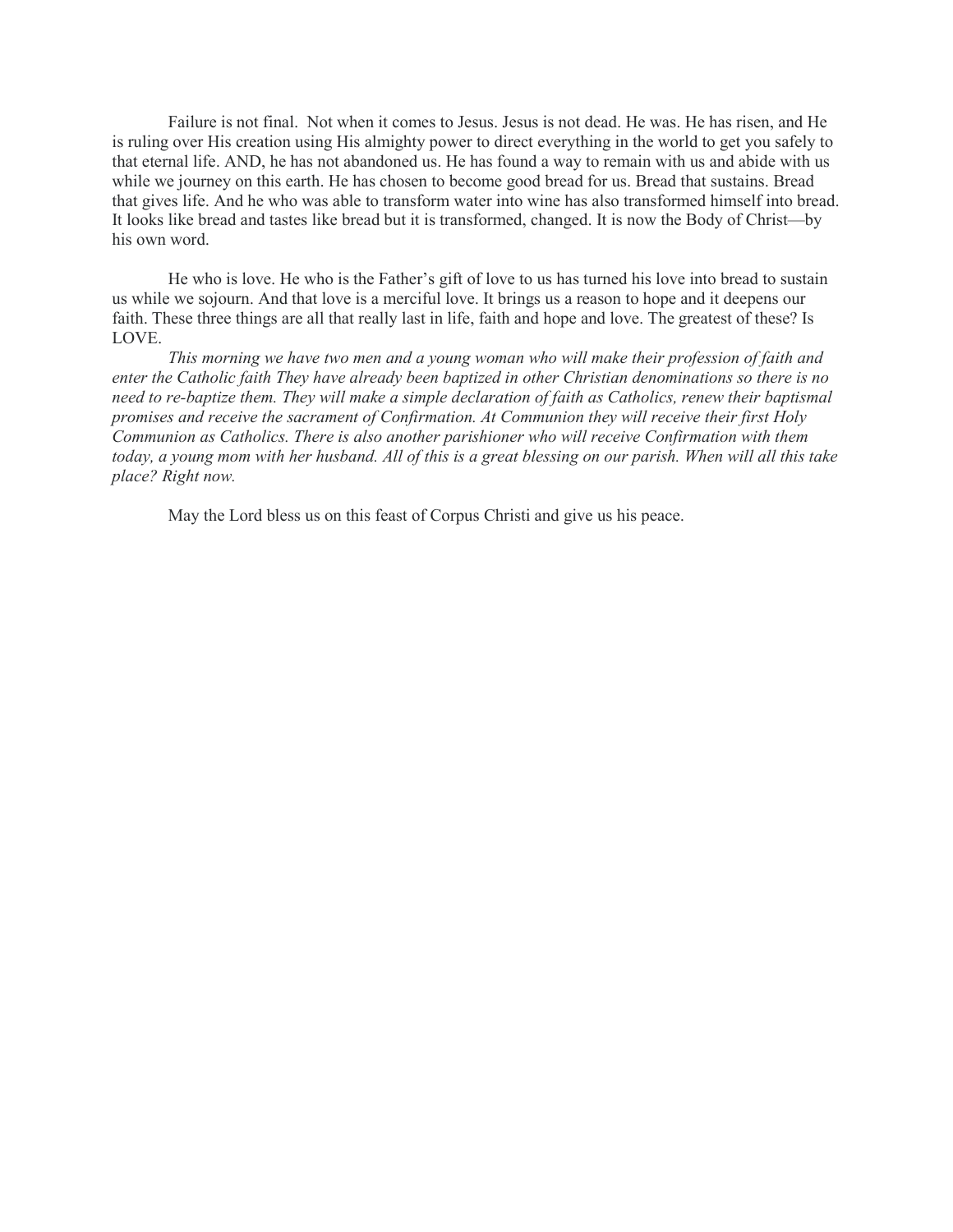Failure is not final. Not when it comes to Jesus. Jesus is not dead. He was. He has risen, and He is ruling over His creation using His almighty power to direct everything in the world to get you safely to that eternal life. AND, he has not abandoned us. He has found a way to remain with us and abide with us while we journey on this earth. He has chosen to become good bread for us. Bread that sustains. Bread that gives life. And he who was able to transform water into wine has also transformed himself into bread. It looks like bread and tastes like bread but it is transformed, changed. It is now the Body of Christ—by his own word.

He who is love. He who is the Father's gift of love to us has turned his love into bread to sustain us while we sojourn. And that love is a merciful love. It brings us a reason to hope and it deepens our faith. These three things are all that really last in life, faith and hope and love. The greatest of these? Is LOVE.

*This morning we have two men and a young woman who will make their profession of faith and enter the Catholic faith They have already been baptized in other Christian denominations so there is no need to re-baptize them. They will make a simple declaration of faith as Catholics, renew their baptismal promises and receive the sacrament of Confirmation. At Communion they will receive their first Holy Communion as Catholics. There is also another parishioner who will receive Confirmation with them today, a young mom with her husband. All of this is a great blessing on our parish. When will all this take place? Right now.*

May the Lord bless us on this feast of Corpus Christi and give us his peace.